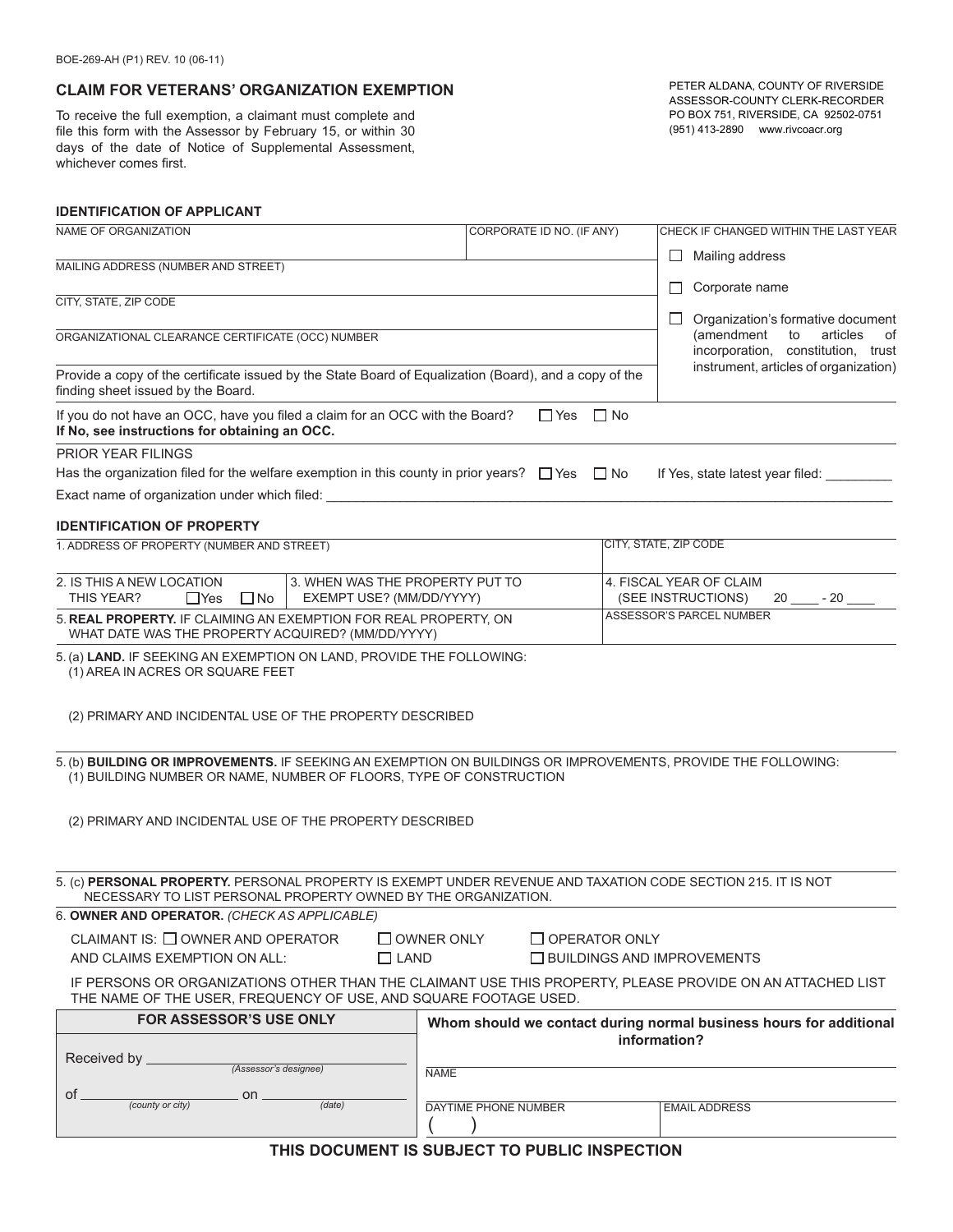BOE-269-AH (P1) REV. 10 (06-11)

## CLAIM FOR VETERANS' ORGANIZATION EXEMPTION

To receive the full exemption, a claimant must complete and file this form with the Assessor by February 15, or within 30 days of the date of Notice of Supplemental Assessment, whichever comes first.

PETER ALDANA, COUNTY OF RIVERSIDE
ASSESSOR-COUNTY CLERK-RECORDER
PO BOX 751, RIVERSIDE, CA 92502-0751
(951) 413-2890 www.rivcoacr.org

### IDENTIFICATION OF APPLICANT

NAME OF ORGANIZATION

CORPORATE ID NO. (IF ANY)

MAILING ADDRESS (NUMBER AND STREET)

CITY, STATE, ZIP CODE

ORGANIZATIONAL CLEARANCE CERTIFICATE (OCC) NUMBER

Provide a copy of the certificate issued by the State Board of Equalization (Board), and a copy of the finding sheet issued by the Board.

CHECK IF CHANGED WITHIN THE LAST YEAR

- ☐ Mailing address
- ☐ Corporate name
- ☐ Organization's formative document (amendment to articles of incorporation, constitution, trust instrument, articles of organization)

If you do not have an OCC, have you filed a claim for an OCC with the Board? ☐ Yes ☐ No
**If No, see instructions for obtaining an OCC.**

PRIOR YEAR FILINGS

Has the organization filed for the welfare exemption in this county in prior years? ☐ Yes ☐ No If Yes, state latest year filed: ________

Exact name of organization under which filed: ________________________________

### IDENTIFICATION OF PROPERTY

1. ADDRESS OF PROPERTY (NUMBER AND STREET)

CITY, STATE, ZIP CODE

2. IS THIS A NEW LOCATION THIS YEAR? ☐ Yes ☐ No

3. WHEN WAS THE PROPERTY PUT TO EXEMPT USE? (MM/DD/YYYY)

4. FISCAL YEAR OF CLAIM (SEE INSTRUCTIONS) 20 ____ - 20 ____

5. **REAL PROPERTY.** IF CLAIMING AN EXEMPTION FOR REAL PROPERTY, ON WHAT DATE WAS THE PROPERTY ACQUIRED? (MM/DD/YYYY)

ASSESSOR'S PARCEL NUMBER

5. (a) **LAND.** IF SEEKING AN EXEMPTION ON LAND, PROVIDE THE FOLLOWING:
   (1) AREA IN ACRES OR SQUARE FEET

   (2) PRIMARY AND INCIDENTAL USE OF THE PROPERTY DESCRIBED

5. (b) **BUILDING OR IMPROVEMENTS.** IF SEEKING AN EXEMPTION ON BUILDINGS OR IMPROVEMENTS, PROVIDE THE FOLLOWING:
   (1) BUILDING NUMBER OR NAME, NUMBER OF FLOORS, TYPE OF CONSTRUCTION

   (2) PRIMARY AND INCIDENTAL USE OF THE PROPERTY DESCRIBED

5. (c) **PERSONAL PROPERTY.** PERSONAL PROPERTY IS EXEMPT UNDER REVENUE AND TAXATION CODE SECTION 215. IT IS NOT NECESSARY TO LIST PERSONAL PROPERTY OWNED BY THE ORGANIZATION.

6. **OWNER AND OPERATOR.** *(CHECK AS APPLICABLE)*

CLAIMANT IS: ☐ OWNER AND OPERATOR ☐ OWNER ONLY ☐ OPERATOR ONLY
AND CLAIMS EXEMPTION ON ALL: ☐ LAND ☐ BUILDINGS AND IMPROVEMENTS

IF PERSONS OR ORGANIZATIONS OTHER THAN THE CLAIMANT USE THIS PROPERTY, PLEASE PROVIDE ON AN ATTACHED LIST THE NAME OF THE USER, FREQUENCY OF USE, AND SQUARE FOOTAGE USED.

**FOR ASSESSOR'S USE ONLY**

Received by ______________________ *(Assessor's designee)*

of ______________ *(county or city)* on ______________ *(date)*

**Whom should we contact during normal business hours for additional information?**

NAME

DAYTIME PHONE NUMBER ( )

EMAIL ADDRESS

**THIS DOCUMENT IS SUBJECT TO PUBLIC INSPECTION**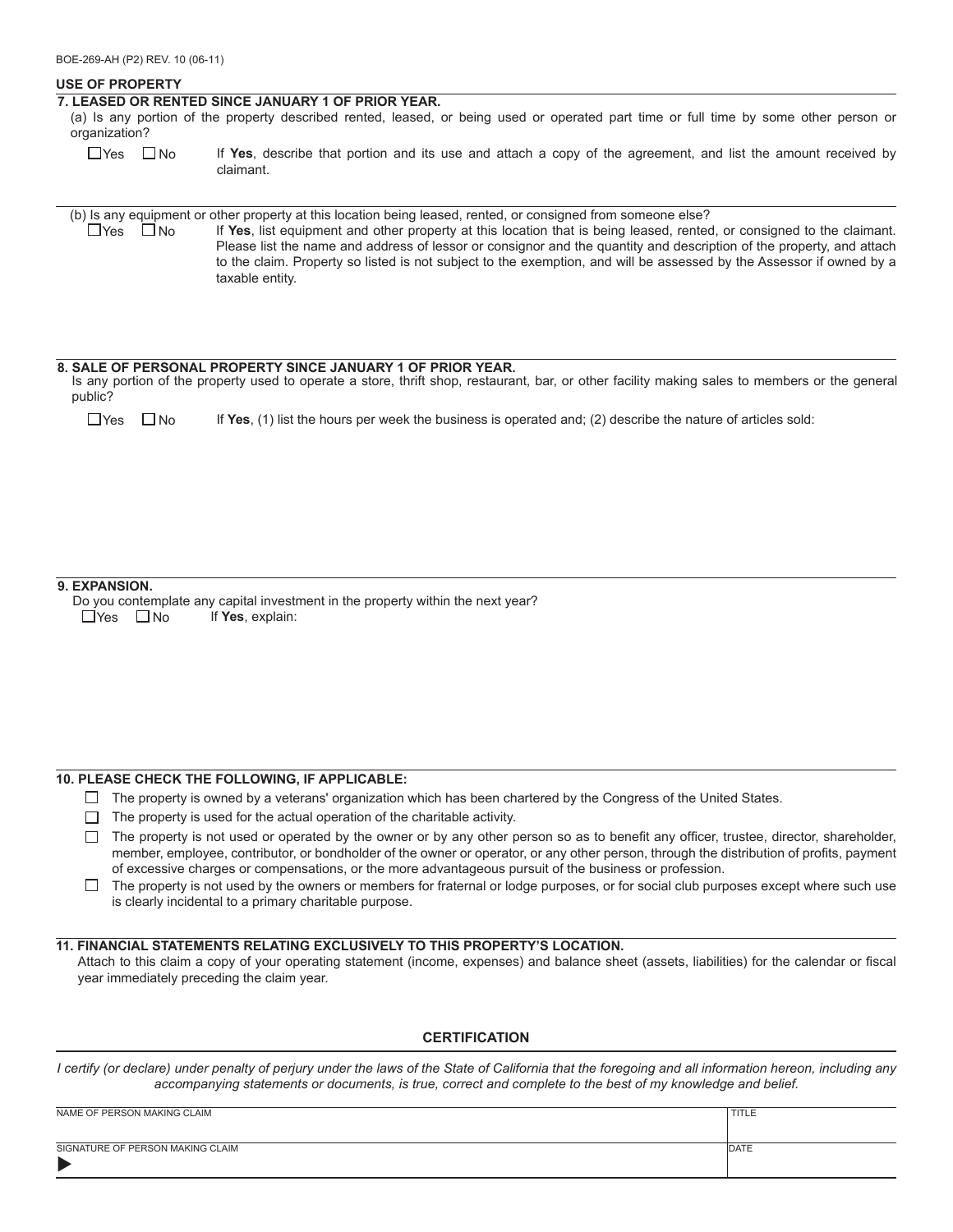BOE-269-AH (P2) REV. 10 (06-11)

## USE OF PROPERTY

**7. LEASED OR RENTED SINCE JANUARY 1 OF PRIOR YEAR.**

(a) Is any portion of the property described rented, leased, or being used or operated part time or full time by some other person or organization?

☐ Yes ☐ No — If **Yes**, describe that portion and its use and attach a copy of the agreement, and list the amount received by claimant.

(b) Is any equipment or other property at this location being leased, rented, or consigned from someone else?

☐ Yes ☐ No — If **Yes**, list equipment and other property at this location that is being leased, rented, or consigned to the claimant. Please list the name and address of lessor or consignor and the quantity and description of the property, and attach to the claim. Property so listed is not subject to the exemption, and will be assessed by the Assessor if owned by a taxable entity.

**8. SALE OF PERSONAL PROPERTY SINCE JANUARY 1 OF PRIOR YEAR.**

Is any portion of the property used to operate a store, thrift shop, restaurant, bar, or other facility making sales to members or the general public?

☐ Yes ☐ No — If **Yes**, (1) list the hours per week the business is operated and; (2) describe the nature of articles sold:

**9. EXPANSION.**

Do you contemplate any capital investment in the property within the next year?

☐ Yes ☐ No — If **Yes**, explain:

**10. PLEASE CHECK THE FOLLOWING, IF APPLICABLE:**

- ☐ The property is owned by a veterans' organization which has been chartered by the Congress of the United States.
- ☐ The property is used for the actual operation of the charitable activity.
- ☐ The property is not used or operated by the owner or by any other person so as to benefit any officer, trustee, director, shareholder, member, employee, contributor, or bondholder of the owner or operator, or any other person, through the distribution of profits, payment of excessive charges or compensations, or the more advantageous pursuit of the business or profession.
- ☐ The property is not used by the owners or members for fraternal or lodge purposes, or for social club purposes except where such use is clearly incidental to a primary charitable purpose.

**11. FINANCIAL STATEMENTS RELATING EXCLUSIVELY TO THIS PROPERTY'S LOCATION.**

Attach to this claim a copy of your operating statement (income, expenses) and balance sheet (assets, liabilities) for the calendar or fiscal year immediately preceding the claim year.

## CERTIFICATION

*I certify (or declare) under penalty of perjury under the laws of the State of California that the foregoing and all information hereon, including any accompanying statements or documents, is true, correct and complete to the best of my knowledge and belief.*

| NAME OF PERSON MAKING CLAIM | TITLE |
|---|---|
| | |
| SIGNATURE OF PERSON MAKING CLAIM ▶ | DATE |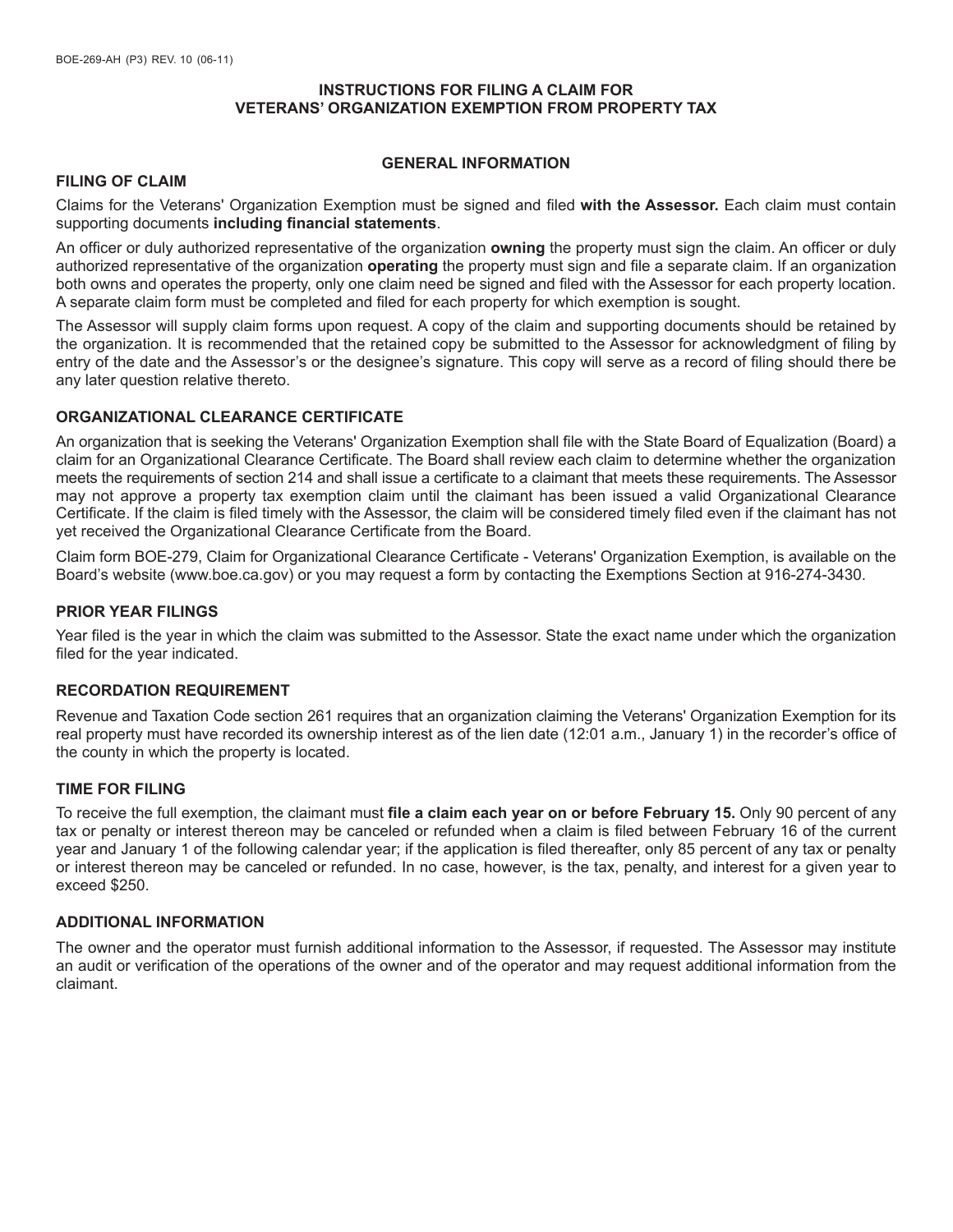# INSTRUCTIONS FOR FILING A CLAIM FOR VETERANS' ORGANIZATION EXEMPTION FROM PROPERTY TAX

## GENERAL INFORMATION

### FILING OF CLAIM

Claims for the Veterans' Organization Exemption must be signed and filed **with the Assessor.** Each claim must contain supporting documents **including financial statements**.

An officer or duly authorized representative of the organization **owning** the property must sign the claim. An officer or duly authorized representative of the organization **operating** the property must sign and file a separate claim. If an organization both owns and operates the property, only one claim need be signed and filed with the Assessor for each property location. A separate claim form must be completed and filed for each property for which exemption is sought.

The Assessor will supply claim forms upon request. A copy of the claim and supporting documents should be retained by the organization. It is recommended that the retained copy be submitted to the Assessor for acknowledgment of filing by entry of the date and the Assessor's or the designee's signature. This copy will serve as a record of filing should there be any later question relative thereto.

### ORGANIZATIONAL CLEARANCE CERTIFICATE

An organization that is seeking the Veterans' Organization Exemption shall file with the State Board of Equalization (Board) a claim for an Organizational Clearance Certificate. The Board shall review each claim to determine whether the organization meets the requirements of section 214 and shall issue a certificate to a claimant that meets these requirements. The Assessor may not approve a property tax exemption claim until the claimant has been issued a valid Organizational Clearance Certificate. If the claim is filed timely with the Assessor, the claim will be considered timely filed even if the claimant has not yet received the Organizational Clearance Certificate from the Board.

Claim form BOE-279, Claim for Organizational Clearance Certificate - Veterans' Organization Exemption, is available on the Board's website (www.boe.ca.gov) or you may request a form by contacting the Exemptions Section at 916-274-3430.

### PRIOR YEAR FILINGS

Year filed is the year in which the claim was submitted to the Assessor. State the exact name under which the organization filed for the year indicated.

### RECORDATION REQUIREMENT

Revenue and Taxation Code section 261 requires that an organization claiming the Veterans' Organization Exemption for its real property must have recorded its ownership interest as of the lien date (12:01 a.m., January 1) in the recorder's office of the county in which the property is located.

### TIME FOR FILING

To receive the full exemption, the claimant must **file a claim each year on or before February 15.** Only 90 percent of any tax or penalty or interest thereon may be canceled or refunded when a claim is filed between February 16 of the current year and January 1 of the following calendar year; if the application is filed thereafter, only 85 percent of any tax or penalty or interest thereon may be canceled or refunded. In no case, however, is the tax, penalty, and interest for a given year to exceed $250.

### ADDITIONAL INFORMATION

The owner and the operator must furnish additional information to the Assessor, if requested. The Assessor may institute an audit or verification of the operations of the owner and of the operator and may request additional information from the claimant.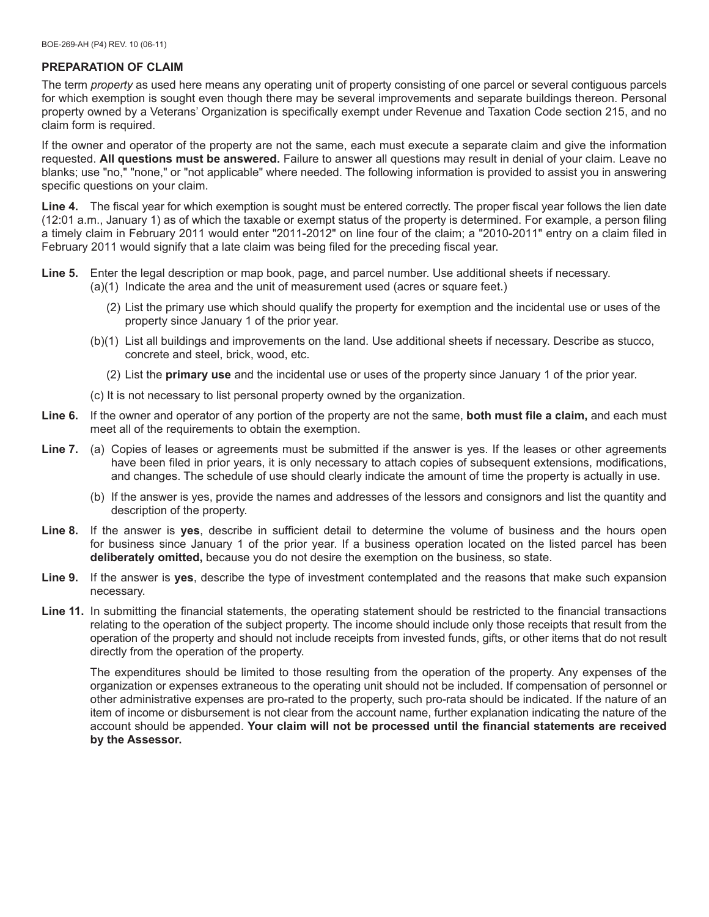## PREPARATION OF CLAIM

The term *property* as used here means any operating unit of property consisting of one parcel or several contiguous parcels for which exemption is sought even though there may be several improvements and separate buildings thereon. Personal property owned by a Veterans' Organization is specifically exempt under Revenue and Taxation Code section 215, and no claim form is required.

If the owner and operator of the property are not the same, each must execute a separate claim and give the information requested. **All questions must be answered.** Failure to answer all questions may result in denial of your claim. Leave no blanks; use "no," "none," or "not applicable" where needed. The following information is provided to assist you in answering specific questions on your claim.

**Line 4.** The fiscal year for which exemption is sought must be entered correctly. The proper fiscal year follows the lien date (12:01 a.m., January 1) as of which the taxable or exempt status of the property is determined. For example, a person filing a timely claim in February 2011 would enter "2011-2012" on line four of the claim; a "2010-2011" entry on a claim filed in February 2011 would signify that a late claim was being filed for the preceding fiscal year.

**Line 5.** Enter the legal description or map book, page, and parcel number. Use additional sheets if necessary.

(a)(1) Indicate the area and the unit of measurement used (acres or square feet.)

(2) List the primary use which should qualify the property for exemption and the incidental use or uses of the property since January 1 of the prior year.

(b)(1) List all buildings and improvements on the land. Use additional sheets if necessary. Describe as stucco, concrete and steel, brick, wood, etc.

(2) List the **primary use** and the incidental use or uses of the property since January 1 of the prior year.

(c) It is not necessary to list personal property owned by the organization.

**Line 6.** If the owner and operator of any portion of the property are not the same, **both must file a claim,** and each must meet all of the requirements to obtain the exemption.

**Line 7.** (a) Copies of leases or agreements must be submitted if the answer is yes. If the leases or other agreements have been filed in prior years, it is only necessary to attach copies of subsequent extensions, modifications, and changes. The schedule of use should clearly indicate the amount of time the property is actually in use.

(b) If the answer is yes, provide the names and addresses of the lessors and consignors and list the quantity and description of the property.

**Line 8.** If the answer is **yes**, describe in sufficient detail to determine the volume of business and the hours open for business since January 1 of the prior year. If a business operation located on the listed parcel has been **deliberately omitted,** because you do not desire the exemption on the business, so state.

**Line 9.** If the answer is **yes**, describe the type of investment contemplated and the reasons that make such expansion necessary.

**Line 11.** In submitting the financial statements, the operating statement should be restricted to the financial transactions relating to the operation of the subject property. The income should include only those receipts that result from the operation of the property and should not include receipts from invested funds, gifts, or other items that do not result directly from the operation of the property.

The expenditures should be limited to those resulting from the operation of the property. Any expenses of the organization or expenses extraneous to the operating unit should not be included. If compensation of personnel or other administrative expenses are pro-rated to the property, such pro-rata should be indicated. If the nature of an item of income or disbursement is not clear from the account name, further explanation indicating the nature of the account should be appended. **Your claim will not be processed until the financial statements are received by the Assessor.**